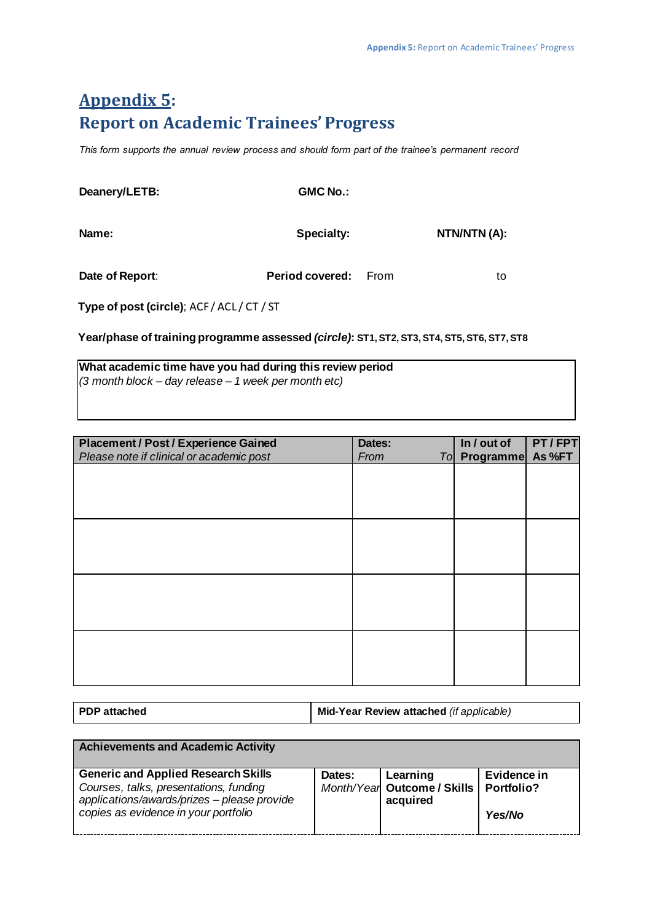# Appendix 5:
# Report on Academic Trainees' Progress

*This form supports the annual review process and should form part of the trainee's permanent record*

**Deanery/LETB:** **GMC No.:**

**Name:** **Specialty:** **NTN/NTN (A):**

**Date of Report**: **Period covered:** From to

**Type of post (circle)**; ACF / ACL / CT / ST

**Year/phase of training programme assessed *(circle)*: ST1, ST2, ST3, ST4, ST5, ST6, ST7, ST8**

| **What academic time have you had during this review period** *(3 month block – day release – 1 week per month etc)* |
|---|
| |

| **Placement / Post / Experience Gained** *Please note if clinical or academic post* | **Dates:** *From To* | **In / out of Programme** | **PT / FPT As %FT** |
|---|---|---|---|
| | | | |
| | | | |
| | | | |
| | | | |

| **PDP attached** | **Mid-Year Review attached** *(if applicable)* |
|---|---|

| **Achievements and Academic Activity** | | | |
|---|---|---|---|
| **Generic and Applied Research Skills** *Courses, talks, presentations, funding applications/awards/prizes – please provide copies as evidence in your portfolio* | **Dates:** *Month/Year* | **Learning Outcome / Skills acquired** | **Evidence in Portfolio?** *Yes/No* |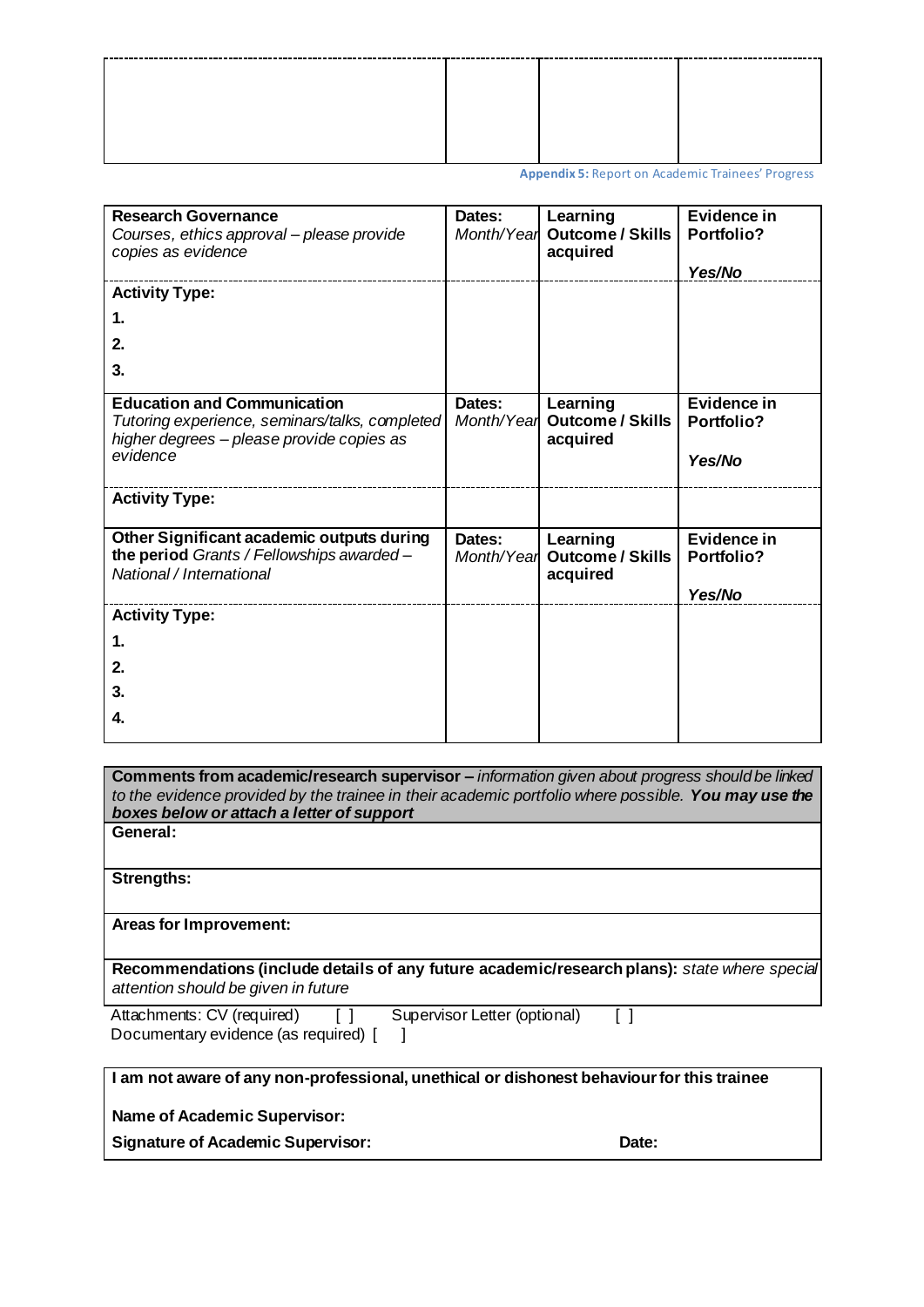| | | | |
|---|---|---|---|
| | | | |

**Appendix 5:** Report on Academic Trainees' Progress

| **Research Governance** *Courses, ethics approval – please provide copies as evidence* | **Dates:** *Month/Year* | **Learning Outcome / Skills acquired** | **Evidence in Portfolio?** ***Yes/No*** |
|---|---|---|---|
| **Activity Type:** | | | |
| **1.** | | | |
| **2.** | | | |
| **3.** | | | |
| **Education and Communication** *Tutoring experience, seminars/talks, completed higher degrees – please provide copies as evidence* | **Dates:** *Month/Year* | **Learning Outcome / Skills acquired** | **Evidence in Portfolio?** ***Yes/No*** |
| **Activity Type:** | | | |
| **Other Significant academic outputs during the period** *Grants / Fellowships awarded – National / International* | **Dates:** *Month/Year* | **Learning Outcome / Skills acquired** | **Evidence in Portfolio?** ***Yes/No*** |
| **Activity Type:** | | | |
| **1.** | | | |
| **2.** | | | |
| **3.** | | | |
| **4.** | | | |

| **Comments from academic/research supervisor –** *information given about progress should be linked to the evidence provided by the trainee in their academic portfolio where possible.* ***You may use the boxes below or attach a letter of support*** |
|---|
| **General:** |
| **Strengths:** |
| **Areas for Improvement:** |
| **Recommendations (include details of any future academic/research plans):** *state where special attention should be given in future* |

Attachments: CV (required) [ ] Supervisor Letter (optional) [ ]
Documentary evidence (as required) [ ]

**I am not aware of any non-professional, unethical or dishonest behaviour for this trainee**

**Name of Academic Supervisor:**

**Signature of Academic Supervisor:** **Date:**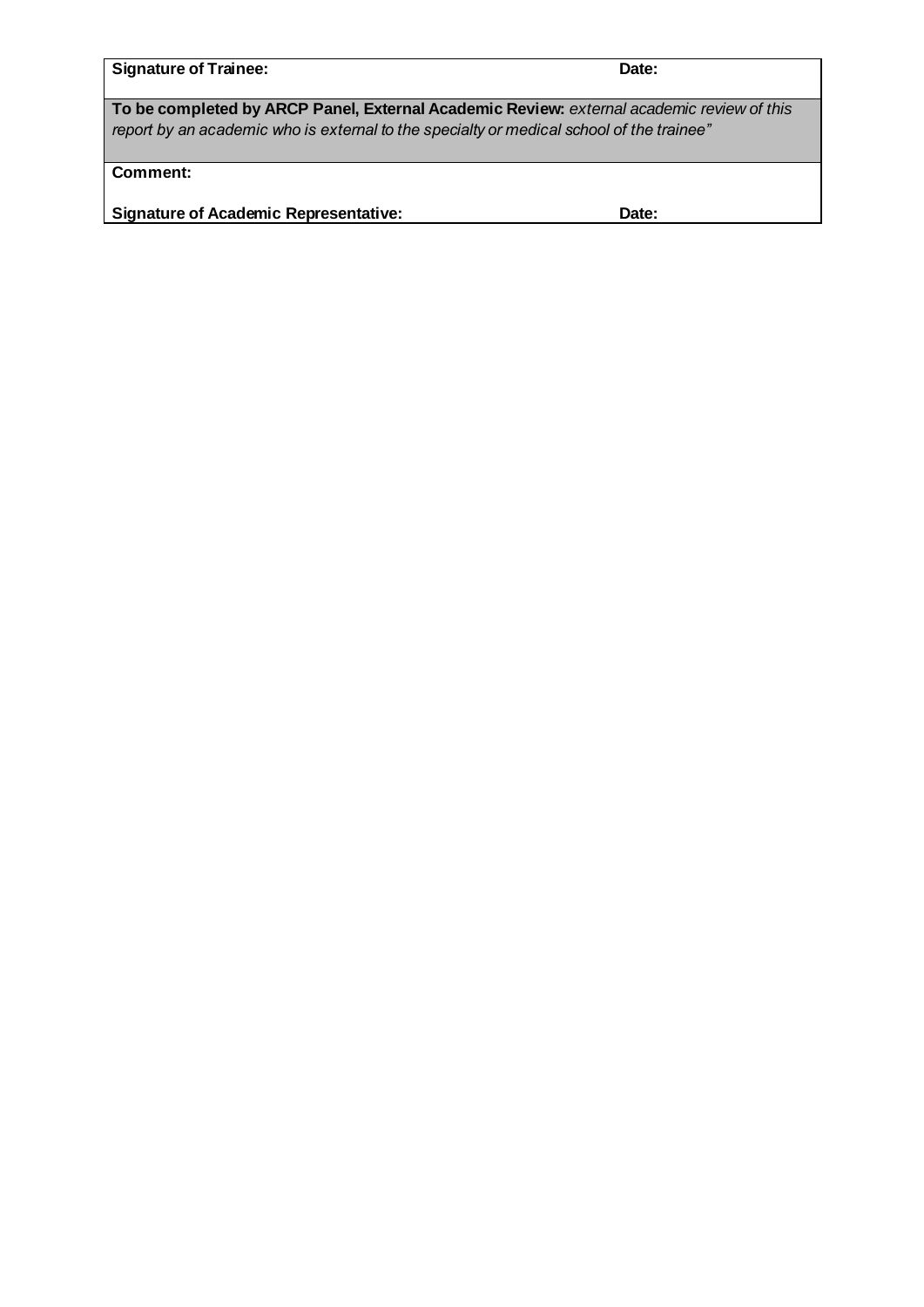| | |
|---|---|
| **Signature of Trainee:** | **Date:** |
| **To be completed by ARCP Panel, External Academic Review:** *external academic review of this report by an academic who is external to the specialty or medical school of the trainee"* | |
| **Comment:** | |
| **Signature of Academic Representative:** | **Date:** |